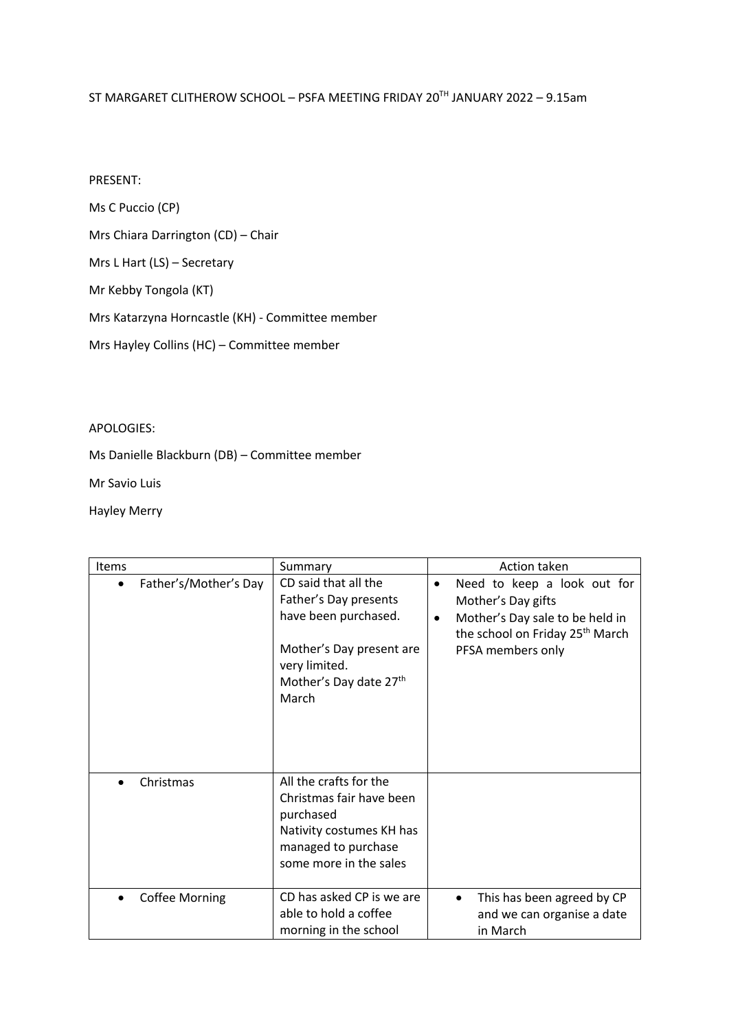ST MARGARET CLITHEROW SCHOOL – PSFA MEETING FRIDAY 20TH JANUARY 2022 – 9.15am

PRESENT:

Ms C Puccio (CP)

Mrs Chiara Darrington (CD) – Chair

Mrs L Hart (LS) – Secretary

Mr Kebby Tongola (KT)

Mrs Katarzyna Horncastle (KH) - Committee member

Mrs Hayley Collins (HC) – Committee member

APOLOGIES:

Ms Danielle Blackburn (DB) – Committee member

Mr Savio Luis

Hayley Merry

| Items | Summary | Action taken |
|---|---|---|
| • Father's/Mother's Day | CD said that all the Father's Day presents have been purchased.<br><br>Mother's Day present are very limited.<br>Mother's Day date 27th March | • Need to keep a look out for Mother's Day gifts<br>• Mother's Day sale to be held in the school on Friday 25th March PFSA members only |
| • Christmas | All the crafts for the Christmas fair have been purchased<br>Nativity costumes KH has managed to purchase some more in the sales | |
| • Coffee Morning | CD has asked CP is we are able to hold a coffee morning in the school | • This has been agreed by CP and we can organise a date in March |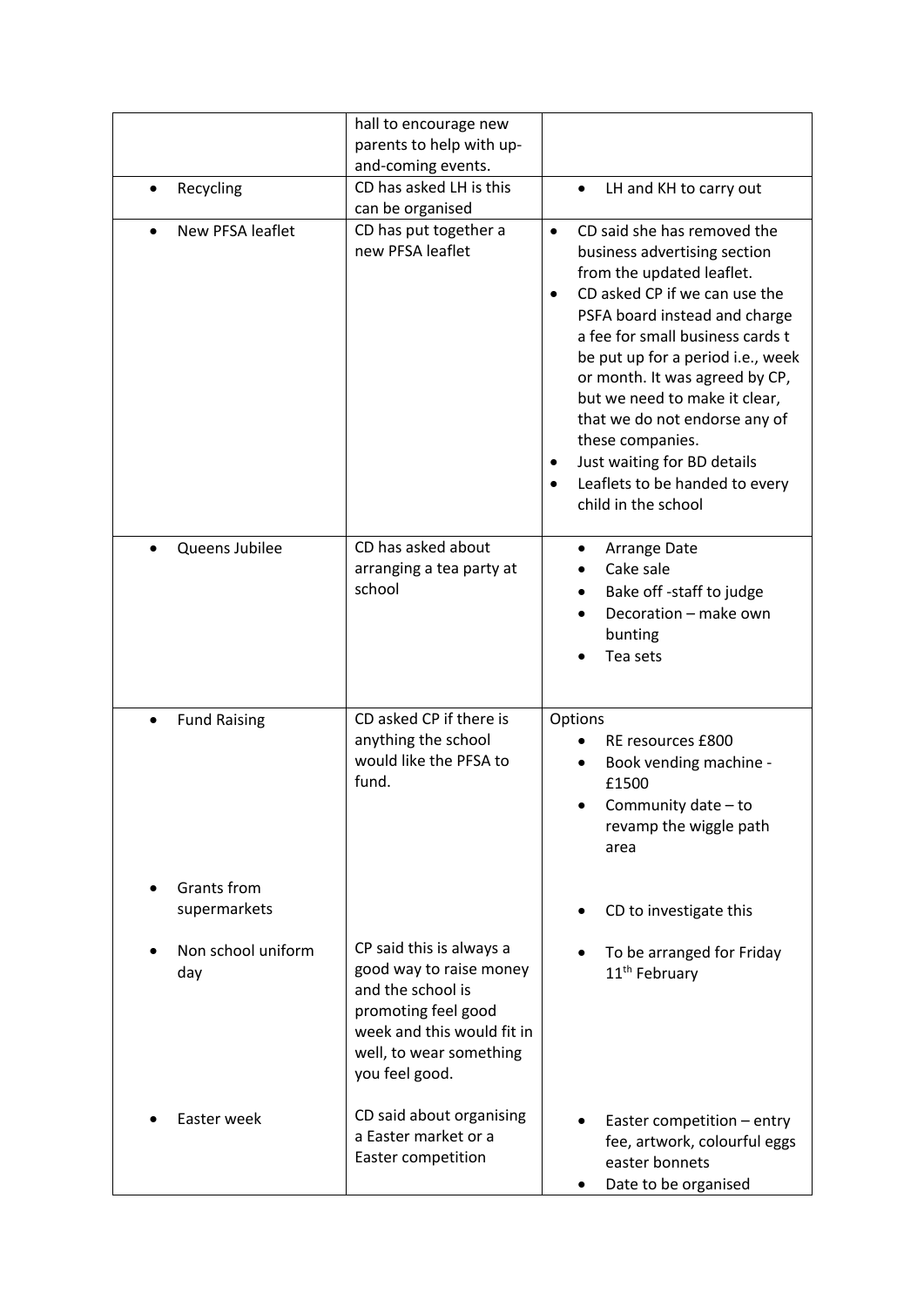| | | |
|---|---|---|
| | hall to encourage new parents to help with up-and-coming events. | |
| • Recycling | CD has asked LH is this can be organised | • LH and KH to carry out |
| • New PFSA leaflet | CD has put together a new PFSA leaflet | • CD said she has removed the business advertising section from the updated leaflet.<br>• CD asked CP if we can use the PSFA board instead and charge a fee for small business cards t be put up for a period i.e., week or month. It was agreed by CP, but we need to make it clear, that we do not endorse any of these companies.<br>• Just waiting for BD details<br>• Leaflets to be handed to every child in the school |
| • Queens Jubilee | CD has asked about arranging a tea party at school | • Arrange Date<br>• Cake sale<br>• Bake off -staff to judge<br>• Decoration – make own bunting<br>• Tea sets |
| • Fund Raising<br><br>• Grants from supermarkets<br><br>• Non school uniform day<br><br>• Easter week | CD asked CP if there is anything the school would like the PFSA to fund.<br><br>CP said this is always a good way to raise money and the school is promoting feel good week and this would fit in well, to wear something you feel good.<br><br>CD said about organising a Easter market or a Easter competition | Options<br>• RE resources £800<br>• Book vending machine - £1500<br>• Community date – to revamp the wiggle path area<br><br>• CD to investigate this<br><br>• To be arranged for Friday 11th February<br><br>• Easter competition – entry fee, artwork, colourful eggs easter bonnets<br>• Date to be organised |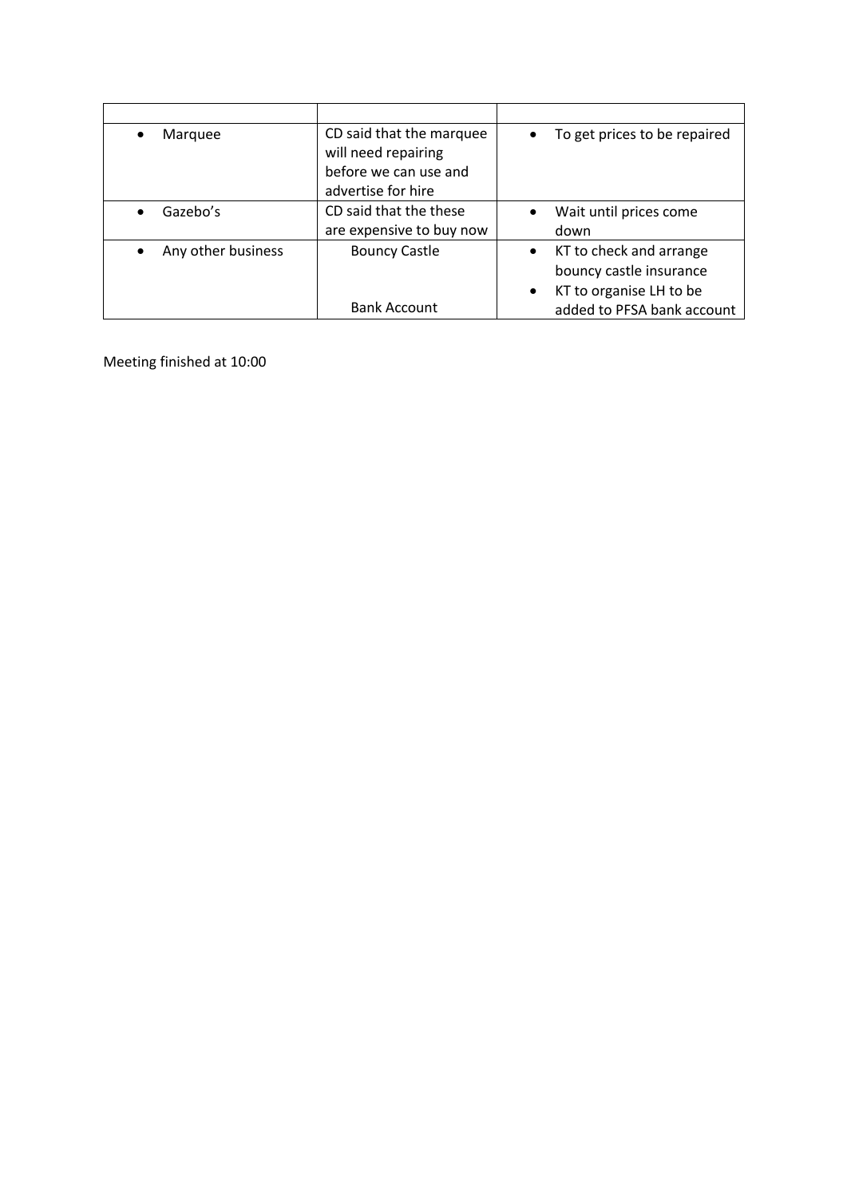| | | |
|---|---|---|
| • Marquee | CD said that the marquee will need repairing before we can use and advertise for hire | • To get prices to be repaired |
| • Gazebo's | CD said that the these are expensive to buy now | • Wait until prices come down |
| • Any other business | Bouncy Castle<br><br>Bank Account | • KT to check and arrange bouncy castle insurance<br>• KT to organise LH to be added to PFSA bank account |

Meeting finished at 10:00